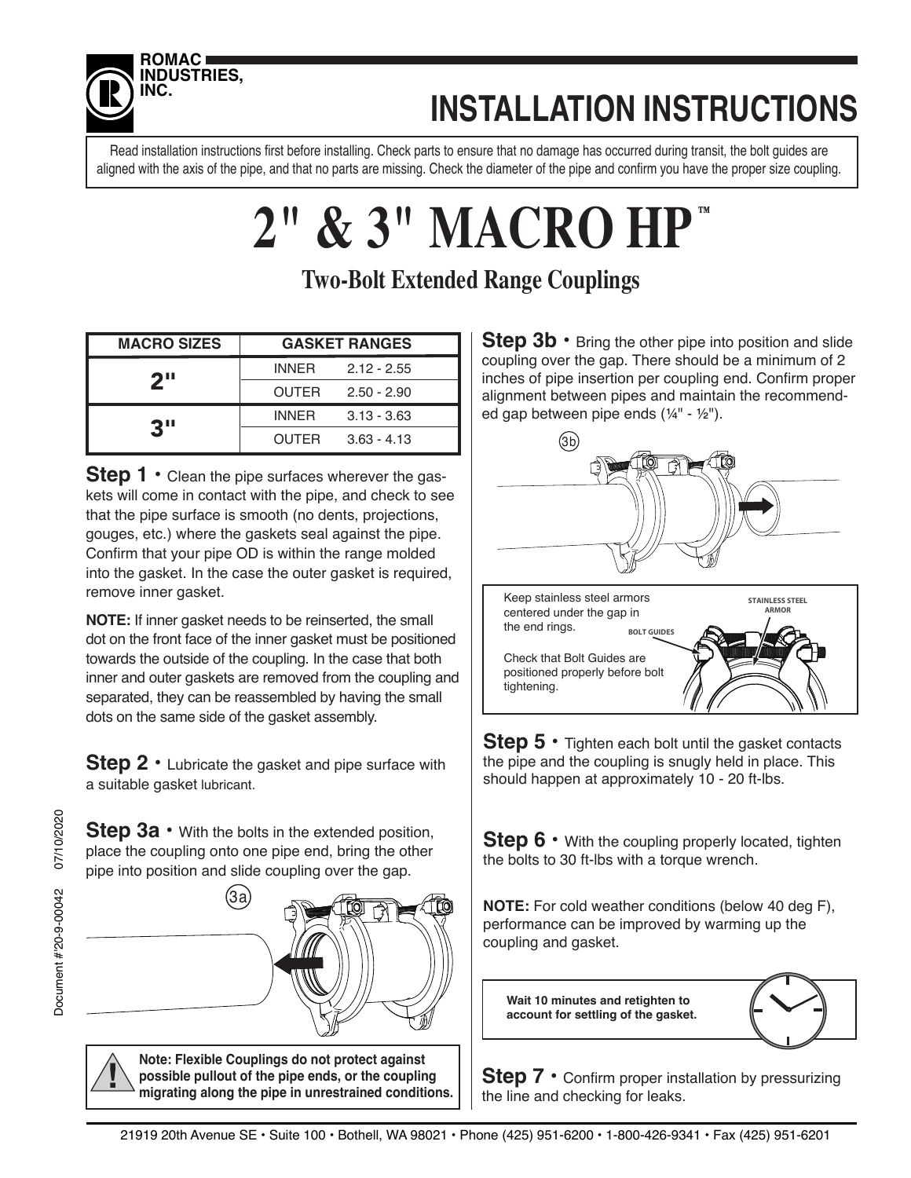ROMAC INDUSTRIES, INC.

# INSTALLATION INSTRUCTIONS

Read installation instructions first before installing. Check parts to ensure that no damage has occurred during transit, the bolt guides are aligned with the axis of the pipe, and that no parts are missing. Check the diameter of the pipe and confirm you have the proper size coupling.

# 2" & 3" MACRO HP™

## Two-Bolt Extended Range Couplings

| MACRO SIZES | GASKET RANGES | |
|---|---|---|
| 2" | INNER | 2.12 - 2.55 |
| | OUTER | 2.50 - 2.90 |
| 3" | INNER | 3.13 - 3.63 |
| | OUTER | 3.63 - 4.13 |

**Step 1** • Clean the pipe surfaces wherever the gaskets will come in contact with the pipe, and check to see that the pipe surface is smooth (no dents, projections, gouges, etc.) where the gaskets seal against the pipe. Confirm that your pipe OD is within the range molded into the gasket. In the case the outer gasket is required, remove inner gasket.

**NOTE:** If inner gasket needs to be reinserted, the small dot on the front face of the inner gasket must be positioned towards the outside of the coupling. In the case that both inner and outer gaskets are removed from the coupling and separated, they can be reassembled by having the small dots on the same side of the gasket assembly.

**Step 2** • Lubricate the gasket and pipe surface with a suitable gasket lubricant.

**Step 3a** • With the bolts in the extended position, place the coupling onto one pipe end, bring the other pipe into position and slide coupling over the gap.

3a

**Note: Flexible Couplings do not protect against possible pullout of the pipe ends, or the coupling migrating along the pipe in unrestrained conditions.**

**Step 3b** • Bring the other pipe into position and slide coupling over the gap. There should be a minimum of 2 inches of pipe insertion per coupling end. Confirm proper alignment between pipes and maintain the recommended gap between pipe ends (¼" - ½").

3b

Keep stainless steel armors centered under the gap in the end rings.

Check that Bolt Guides are positioned properly before bolt tightening.

STAINLESS STEEL ARMOR

BOLT GUIDES

**Step 5** • Tighten each bolt until the gasket contacts the pipe and the coupling is snugly held in place. This should happen at approximately 10 - 20 ft-lbs.

**Step 6** • With the coupling properly located, tighten the bolts to 30 ft-lbs with a torque wrench.

**NOTE:** For cold weather conditions (below 40 deg F), performance can be improved by warming up the coupling and gasket.

**Wait 10 minutes and retighten to account for settling of the gasket.**

**Step 7** • Confirm proper installation by pressurizing the line and checking for leaks.

Document #20-9-00042 07/10/2020

21919 20th Avenue SE • Suite 100 • Bothell, WA 98021 • Phone (425) 951-6200 • 1-800-426-9341 • Fax (425) 951-6201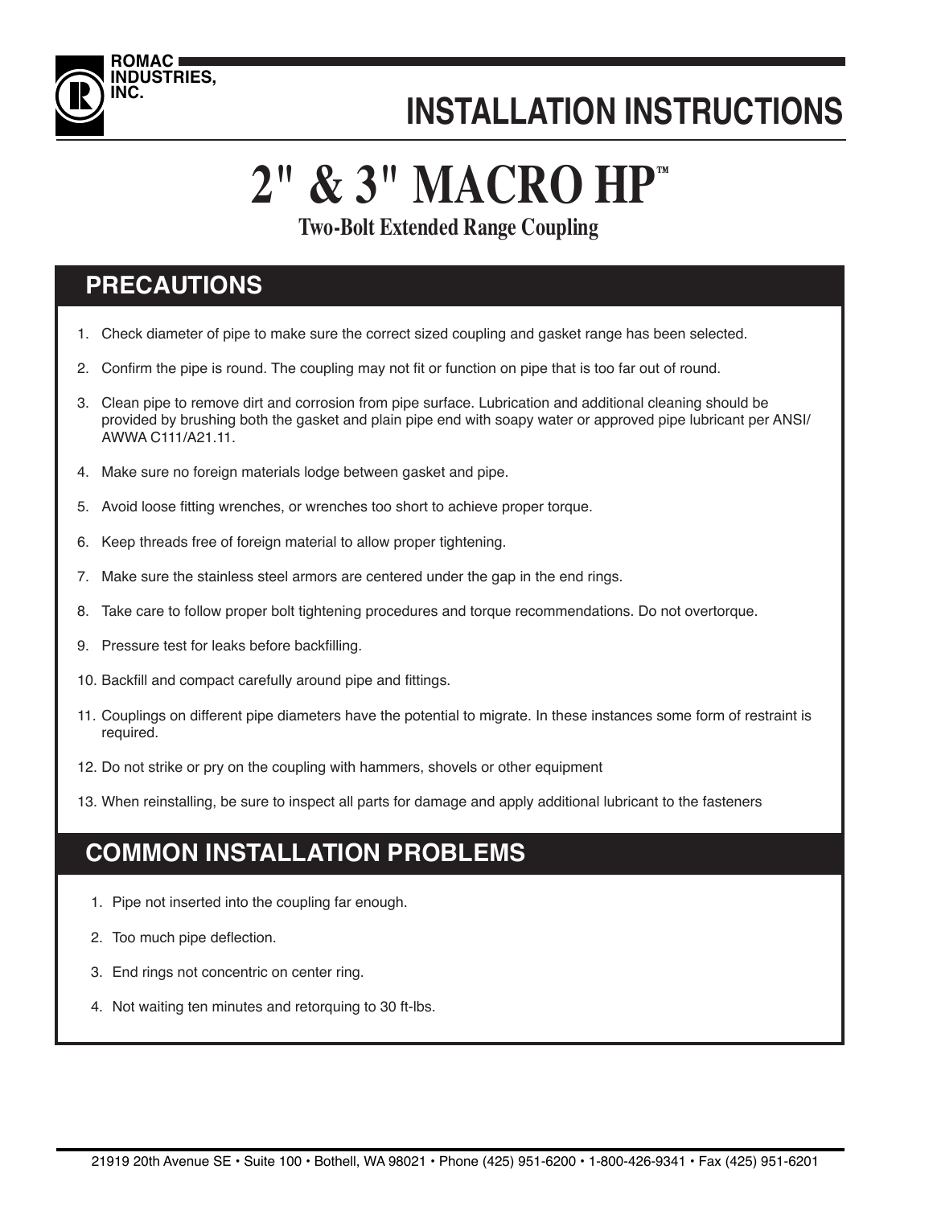ROMAC INDUSTRIES, INC.

# INSTALLATION INSTRUCTIONS

# 2" & 3" MACRO HP™

### Two-Bolt Extended Range Coupling

## PRECAUTIONS

1. Check diameter of pipe to make sure the correct sized coupling and gasket range has been selected.
2. Confirm the pipe is round. The coupling may not fit or function on pipe that is too far out of round.
3. Clean pipe to remove dirt and corrosion from pipe surface. Lubrication and additional cleaning should be provided by brushing both the gasket and plain pipe end with soapy water or approved pipe lubricant per ANSI/AWWA C111/A21.11.
4. Make sure no foreign materials lodge between gasket and pipe.
5. Avoid loose fitting wrenches, or wrenches too short to achieve proper torque.
6. Keep threads free of foreign material to allow proper tightening.
7. Make sure the stainless steel armors are centered under the gap in the end rings.
8. Take care to follow proper bolt tightening procedures and torque recommendations. Do not overtorque.
9. Pressure test for leaks before backfilling.
10. Backfill and compact carefully around pipe and fittings.
11. Couplings on different pipe diameters have the potential to migrate. In these instances some form of restraint is required.
12. Do not strike or pry on the coupling with hammers, shovels or other equipment
13. When reinstalling, be sure to inspect all parts for damage and apply additional lubricant to the fasteners

## COMMON INSTALLATION PROBLEMS

1. Pipe not inserted into the coupling far enough.
2. Too much pipe deflection.
3. End rings not concentric on center ring.
4. Not waiting ten minutes and retorquing to 30 ft-lbs.

21919 20th Avenue SE • Suite 100 • Bothell, WA 98021 • Phone (425) 951-6200 • 1-800-426-9341 • Fax (425) 951-6201